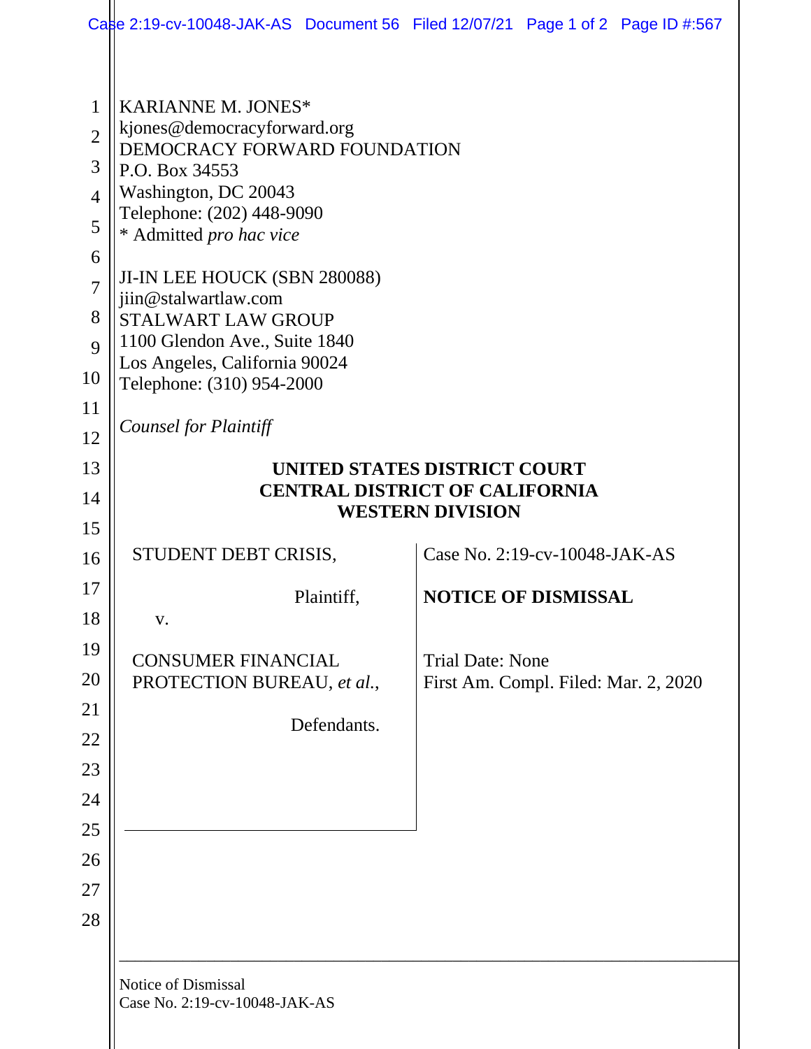KARIANNE M. JONES*
kjones@democracyforward.org
DEMOCRACY FORWARD FOUNDATION
P.O. Box 34553
Washington, DC 20043
Telephone: (202) 448-9090
* Admitted *pro hac vice*

JI-IN LEE HOUCK (SBN 280088)
jiin@stalwartlaw.com
STALWART LAW GROUP
1100 Glendon Ave., Suite 1840
Los Angeles, California 90024
Telephone: (310) 954-2000

*Counsel for Plaintiff*

**UNITED STATES DISTRICT COURT**
**CENTRAL DISTRICT OF CALIFORNIA**
**WESTERN DIVISION**

STUDENT DEBT CRISIS,

Plaintiff,

v.

CONSUMER FINANCIAL PROTECTION BUREAU, *et al.*,

Defendants.

Case No. 2:19-cv-10048-JAK-AS

**NOTICE OF DISMISSAL**

Trial Date: None
First Am. Compl. Filed: Mar. 2, 2020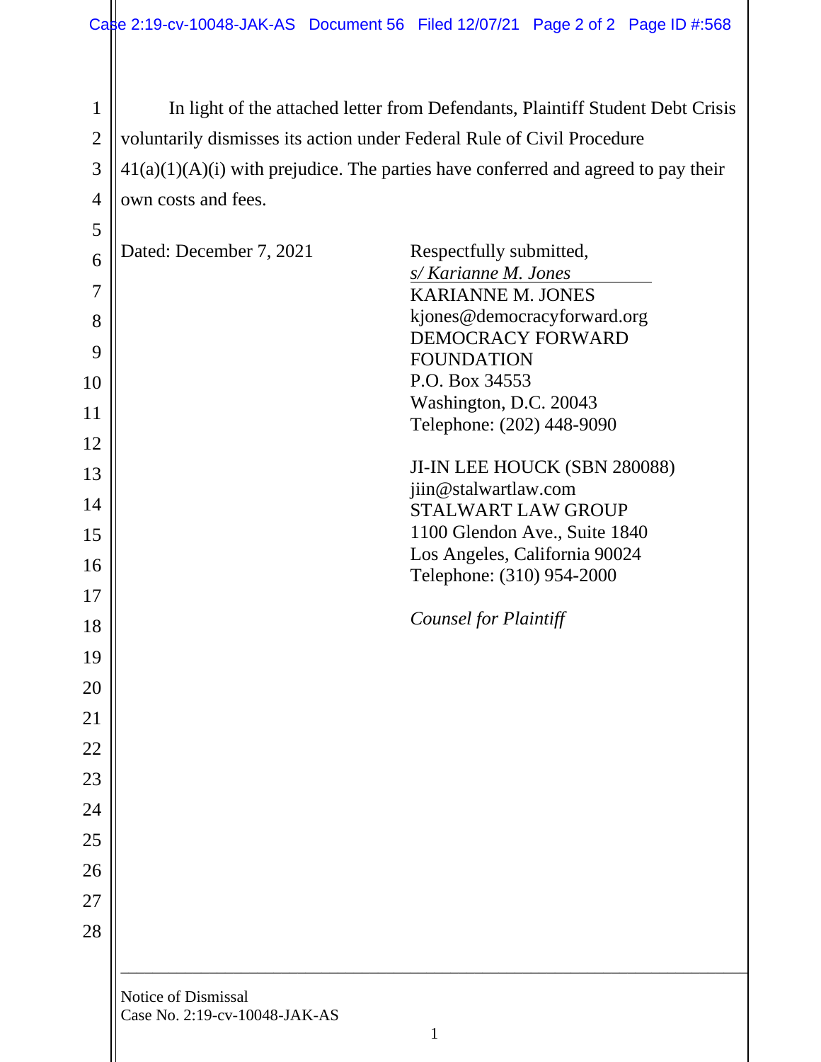In light of the attached letter from Defendants, Plaintiff Student Debt Crisis voluntarily dismisses its action under Federal Rule of Civil Procedure 41(a)(1)(A)(i) with prejudice. The parties have conferred and agreed to pay their own costs and fees.

Dated: December 7, 2021

Respectfully submitted,

*s/ Karianne M. Jones*

KARIANNE M. JONES
kjones@democracyforward.org
DEMOCRACY FORWARD FOUNDATION
P.O. Box 34553
Washington, D.C. 20043
Telephone: (202) 448-9090

JI-IN LEE HOUCK (SBN 280088)
jiin@stalwartlaw.com
STALWART LAW GROUP
1100 Glendon Ave., Suite 1840
Los Angeles, California 90024
Telephone: (310) 954-2000

*Counsel for Plaintiff*

Notice of Dismissal
Case No. 2:19-cv-10048-JAK-AS